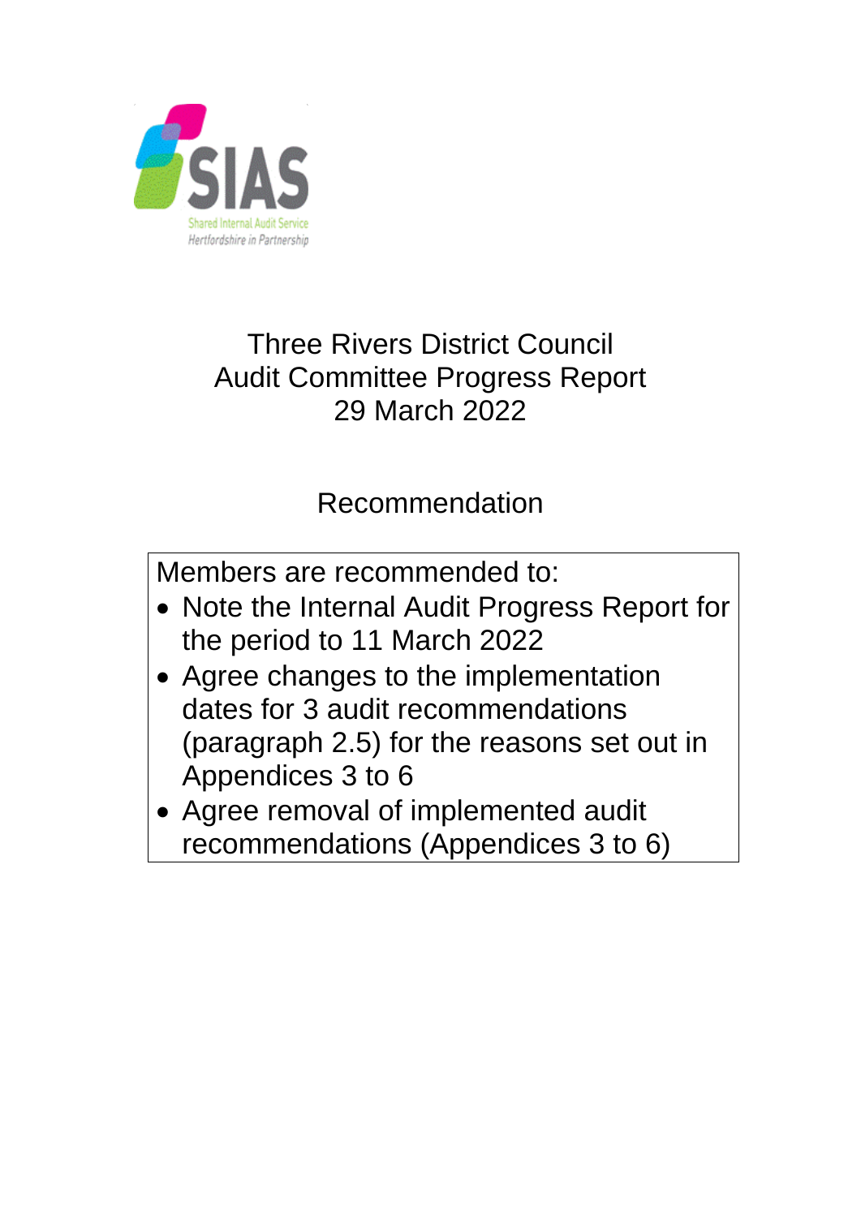SIAS

Shared Internal Audit Service
Hertfordshire in Partnership

# Three Rivers District Council
# Audit Committee Progress Report
# 29 March 2022

## Recommendation

Members are recommended to:

- Note the Internal Audit Progress Report for the period to 11 March 2022
- Agree changes to the implementation dates for 3 audit recommendations (paragraph 2.5) for the reasons set out in Appendices 3 to 6
- Agree removal of implemented audit recommendations (Appendices 3 to 6)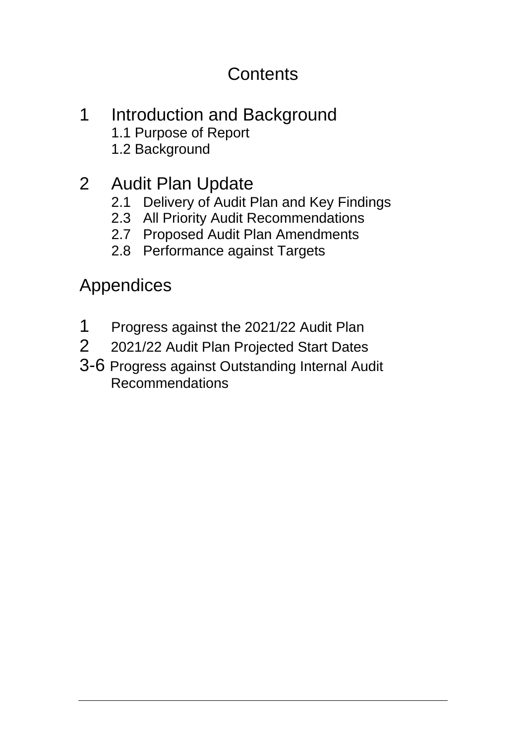# Contents

## 1 Introduction and Background

1.1 Purpose of Report
1.2 Background

## 2 Audit Plan Update

2.1 Delivery of Audit Plan and Key Findings
2.3 All Priority Audit Recommendations
2.7 Proposed Audit Plan Amendments
2.8 Performance against Targets

## Appendices

1 Progress against the 2021/22 Audit Plan
2 2021/22 Audit Plan Projected Start Dates
3-6 Progress against Outstanding Internal Audit Recommendations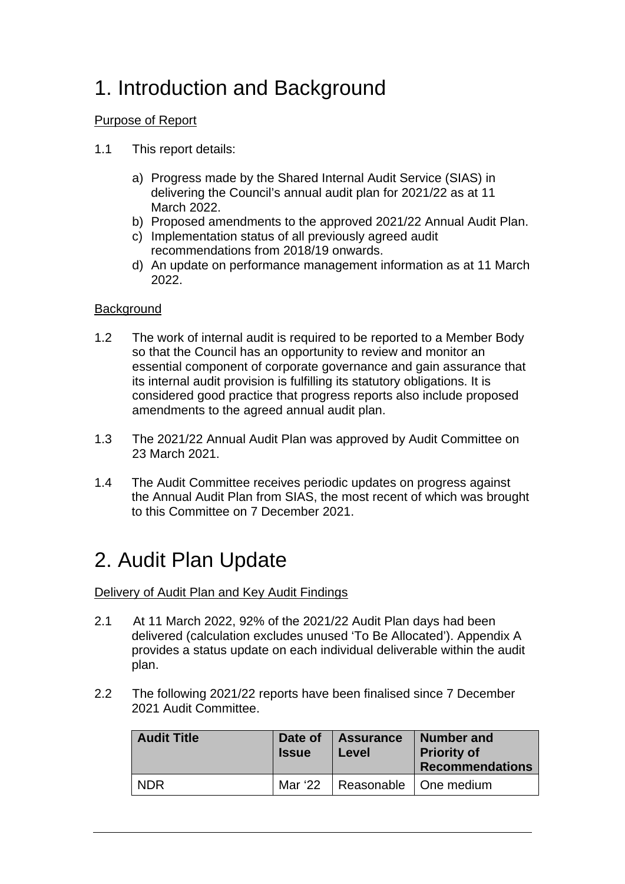# 1. Introduction and Background

Purpose of Report

1.1 This report details:

a) Progress made by the Shared Internal Audit Service (SIAS) in delivering the Council's annual audit plan for 2021/22 as at 11 March 2022.
b) Proposed amendments to the approved 2021/22 Annual Audit Plan.
c) Implementation status of all previously agreed audit recommendations from 2018/19 onwards.
d) An update on performance management information as at 11 March 2022.

Background

1.2 The work of internal audit is required to be reported to a Member Body so that the Council has an opportunity to review and monitor an essential component of corporate governance and gain assurance that its internal audit provision is fulfilling its statutory obligations. It is considered good practice that progress reports also include proposed amendments to the agreed annual audit plan.

1.3 The 2021/22 Annual Audit Plan was approved by Audit Committee on 23 March 2021.

1.4 The Audit Committee receives periodic updates on progress against the Annual Audit Plan from SIAS, the most recent of which was brought to this Committee on 7 December 2021.

# 2. Audit Plan Update

Delivery of Audit Plan and Key Audit Findings

2.1 At 11 March 2022, 92% of the 2021/22 Audit Plan days had been delivered (calculation excludes unused 'To Be Allocated'). Appendix A provides a status update on each individual deliverable within the audit plan.

2.2 The following 2021/22 reports have been finalised since 7 December 2021 Audit Committee.

| Audit Title | Date of Issue | Assurance Level | Number and Priority of Recommendations |
|---|---|---|---|
| NDR | Mar '22 | Reasonable | One medium |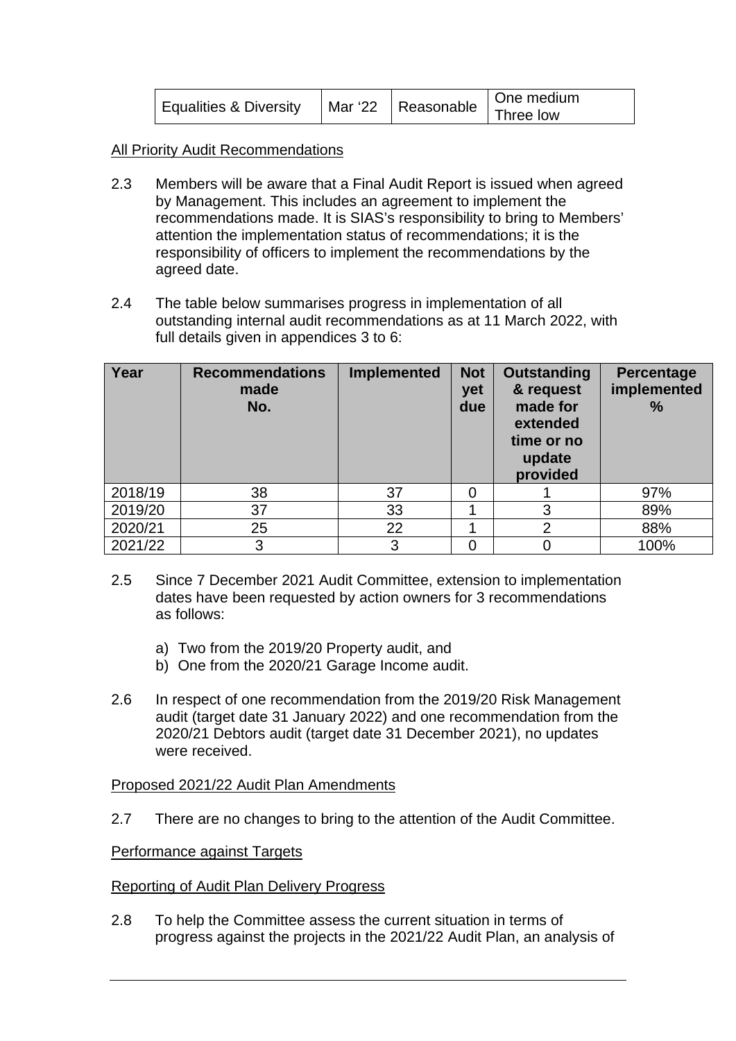| Equalities & Diversity | Mar '22 | Reasonable | One medium<br>Three low |
|---|---|---|---|

All Priority Audit Recommendations

2.3 Members will be aware that a Final Audit Report is issued when agreed by Management. This includes an agreement to implement the recommendations made. It is SIAS's responsibility to bring to Members' attention the implementation status of recommendations; it is the responsibility of officers to implement the recommendations by the agreed date.

2.4 The table below summarises progress in implementation of all outstanding internal audit recommendations as at 11 March 2022, with full details given in appendices 3 to 6:

| Year | Recommendations made No. | Implemented | Not yet due | Outstanding & request made for extended time or no update provided | Percentage implemented % |
|---|---|---|---|---|---|
| 2018/19 | 38 | 37 | 0 | 1 | 97% |
| 2019/20 | 37 | 33 | 1 | 3 | 89% |
| 2020/21 | 25 | 22 | 1 | 2 | 88% |
| 2021/22 | 3 | 3 | 0 | 0 | 100% |

2.5 Since 7 December 2021 Audit Committee, extension to implementation dates have been requested by action owners for 3 recommendations as follows:

a) Two from the 2019/20 Property audit, and
b) One from the 2020/21 Garage Income audit.

2.6 In respect of one recommendation from the 2019/20 Risk Management audit (target date 31 January 2022) and one recommendation from the 2020/21 Debtors audit (target date 31 December 2021), no updates were received.

Proposed 2021/22 Audit Plan Amendments

2.7 There are no changes to bring to the attention of the Audit Committee.

Performance against Targets

Reporting of Audit Plan Delivery Progress

2.8 To help the Committee assess the current situation in terms of progress against the projects in the 2021/22 Audit Plan, an analysis of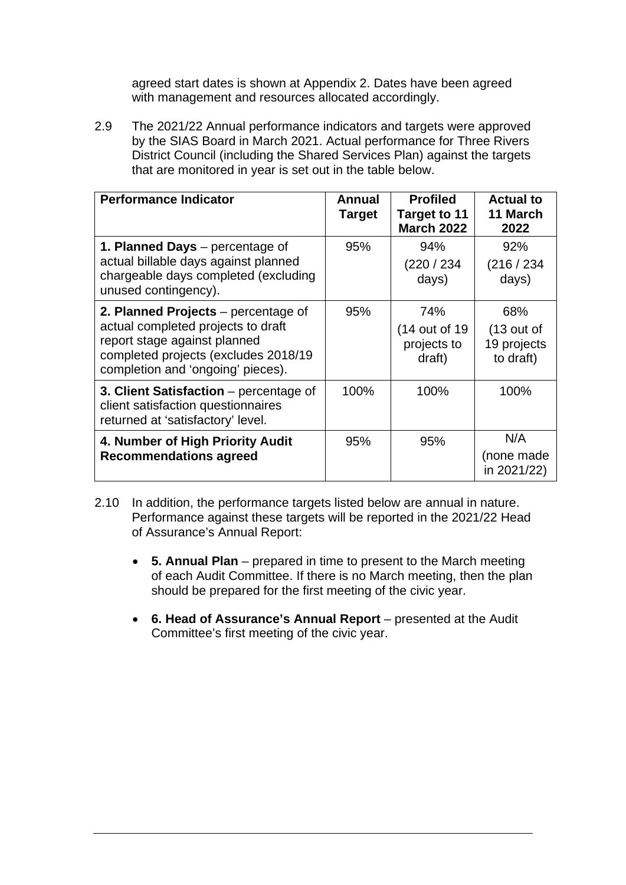agreed start dates is shown at Appendix 2. Dates have been agreed with management and resources allocated accordingly.

2.9 The 2021/22 Annual performance indicators and targets were approved by the SIAS Board in March 2021. Actual performance for Three Rivers District Council (including the Shared Services Plan) against the targets that are monitored in year is set out in the table below.

| Performance Indicator | Annual Target | Profiled Target to 11 March 2022 | Actual to 11 March 2022 |
|---|---|---|---|
| **1. Planned Days** – percentage of actual billable days against planned chargeable days completed (excluding unused contingency). | 95% | 94% (220 / 234 days) | 92% (216 / 234 days) |
| **2. Planned Projects** – percentage of actual completed projects to draft report stage against planned completed projects (excludes 2018/19 completion and 'ongoing' pieces). | 95% | 74% (14 out of 19 projects to draft) | 68% (13 out of 19 projects to draft) |
| **3. Client Satisfaction** – percentage of client satisfaction questionnaires returned at 'satisfactory' level. | 100% | 100% | 100% |
| **4. Number of High Priority Audit Recommendations agreed** | 95% | 95% | N/A (none made in 2021/22) |

2.10 In addition, the performance targets listed below are annual in nature. Performance against these targets will be reported in the 2021/22 Head of Assurance's Annual Report:

- **5. Annual Plan** – prepared in time to present to the March meeting of each Audit Committee. If there is no March meeting, then the plan should be prepared for the first meeting of the civic year.
- **6. Head of Assurance's Annual Report** – presented at the Audit Committee's first meeting of the civic year.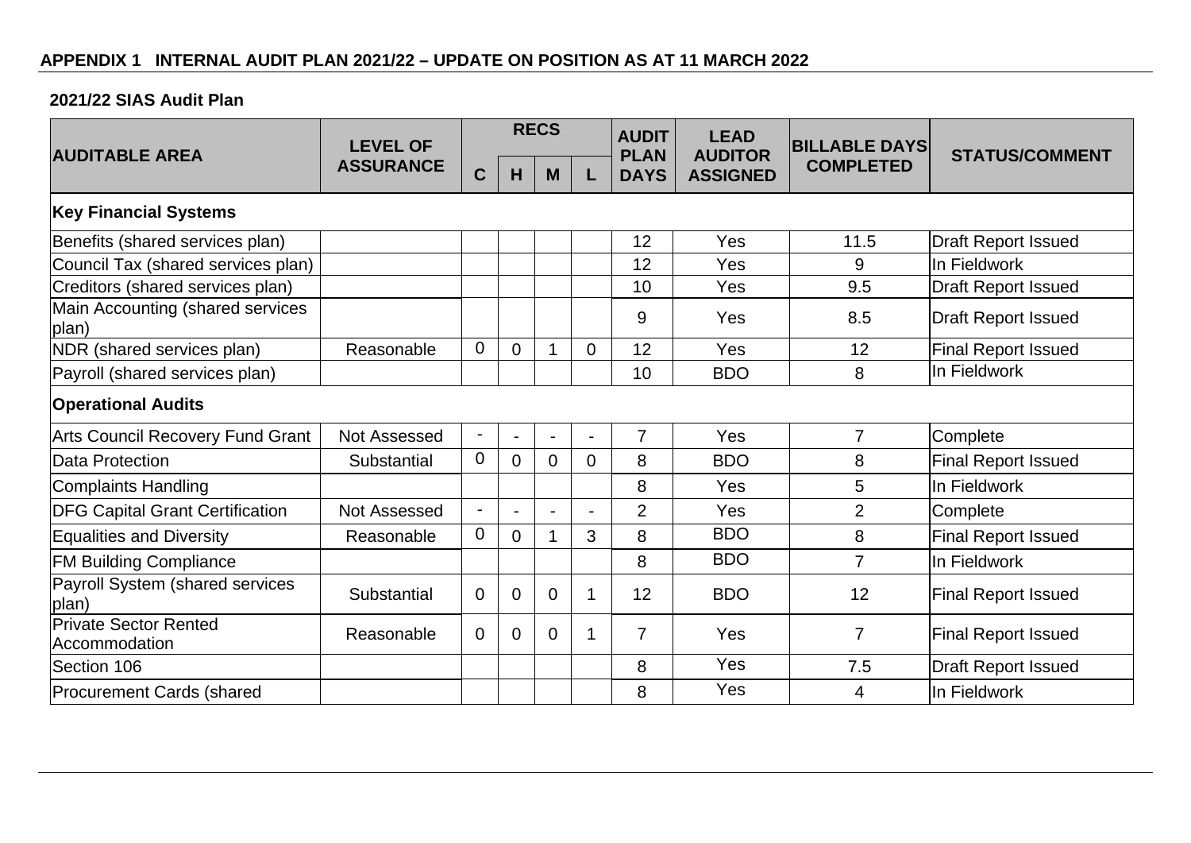## APPENDIX 1 INTERNAL AUDIT PLAN 2021/22 – UPDATE ON POSITION AS AT 11 MARCH 2022

### 2021/22 SIAS Audit Plan

| AUDITABLE AREA | LEVEL OF ASSURANCE | RECS | | | | AUDIT PLAN DAYS | LEAD AUDITOR ASSIGNED | BILLABLE DAYS COMPLETED | STATUS/COMMENT |
|---|---|---|---|---|---|---|---|---|---|
| | | C | H | M | L | | | | |
| **Key Financial Systems** | | | | | | | | | |
| Benefits (shared services plan) | | | | | | 12 | Yes | 11.5 | Draft Report Issued |
| Council Tax (shared services plan) | | | | | | 12 | Yes | 9 | In Fieldwork |
| Creditors (shared services plan) | | | | | | 10 | Yes | 9.5 | Draft Report Issued |
| Main Accounting (shared services plan) | | | | | | 9 | Yes | 8.5 | Draft Report Issued |
| NDR (shared services plan) | Reasonable | 0 | 0 | 1 | 0 | 12 | Yes | 12 | Final Report Issued |
| Payroll (shared services plan) | | | | | | 10 | BDO | 8 | In Fieldwork |
| **Operational Audits** | | | | | | | | | |
| Arts Council Recovery Fund Grant | Not Assessed | - | - | - | - | 7 | Yes | 7 | Complete |
| Data Protection | Substantial | 0 | 0 | 0 | 0 | 8 | BDO | 8 | Final Report Issued |
| Complaints Handling | | | | | | 8 | Yes | 5 | In Fieldwork |
| DFG Capital Grant Certification | Not Assessed | - | - | - | - | 2 | Yes | 2 | Complete |
| Equalities and Diversity | Reasonable | 0 | 0 | 1 | 3 | 8 | BDO | 8 | Final Report Issued |
| FM Building Compliance | | | | | | 8 | BDO | 7 | In Fieldwork |
| Payroll System (shared services plan) | Substantial | 0 | 0 | 0 | 1 | 12 | BDO | 12 | Final Report Issued |
| Private Sector Rented Accommodation | Reasonable | 0 | 0 | 0 | 1 | 7 | Yes | 7 | Final Report Issued |
| Section 106 | | | | | | 8 | Yes | 7.5 | Draft Report Issued |
| Procurement Cards (shared | | | | | | 8 | Yes | 4 | In Fieldwork |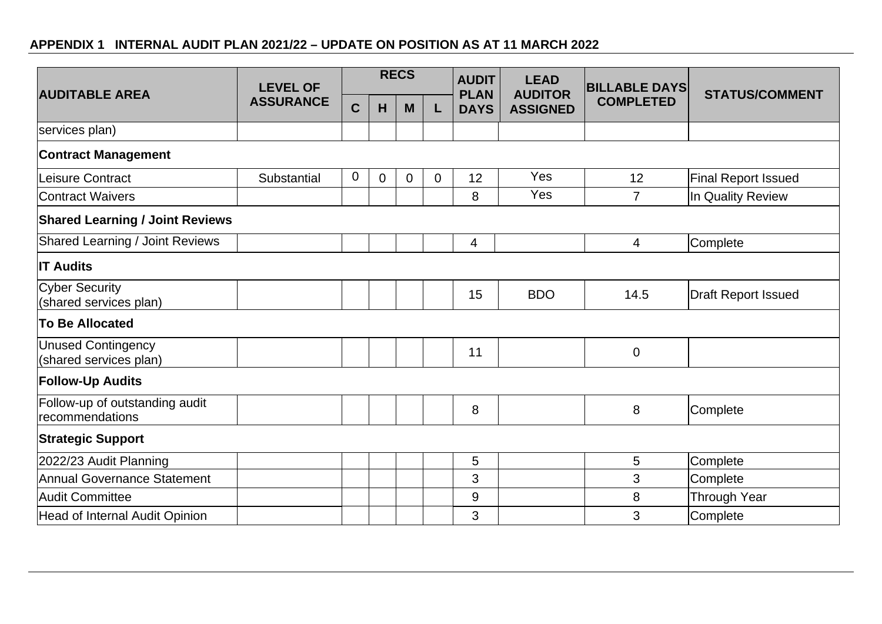**APPENDIX 1 INTERNAL AUDIT PLAN 2021/22 – UPDATE ON POSITION AS AT 11 MARCH 2022**

| AUDITABLE AREA | LEVEL OF ASSURANCE | RECS | | | | AUDIT PLAN DAYS | LEAD AUDITOR ASSIGNED | BILLABLE DAYS COMPLETED | STATUS/COMMENT |
|---|---|---|---|---|---|---|---|---|---|
| | | C | H | M | L | | | | |
| services plan) | | | | | | | | | |
| **Contract Management** | | | | | | | | | |
| Leisure Contract | Substantial | 0 | 0 | 0 | 0 | 12 | Yes | 12 | Final Report Issued |
| Contract Waivers | | | | | | 8 | Yes | 7 | In Quality Review |
| **Shared Learning / Joint Reviews** | | | | | | | | | |
| Shared Learning / Joint Reviews | | | | | | 4 | | 4 | Complete |
| **IT Audits** | | | | | | | | | |
| Cyber Security (shared services plan) | | | | | | 15 | BDO | 14.5 | Draft Report Issued |
| **To Be Allocated** | | | | | | | | | |
| Unused Contingency (shared services plan) | | | | | | 11 | | 0 | |
| **Follow-Up Audits** | | | | | | | | | |
| Follow-up of outstanding audit recommendations | | | | | | 8 | | 8 | Complete |
| **Strategic Support** | | | | | | | | | |
| 2022/23 Audit Planning | | | | | | 5 | | 5 | Complete |
| Annual Governance Statement | | | | | | 3 | | 3 | Complete |
| Audit Committee | | | | | | 9 | | 8 | Through Year |
| Head of Internal Audit Opinion | | | | | | 3 | | 3 | Complete |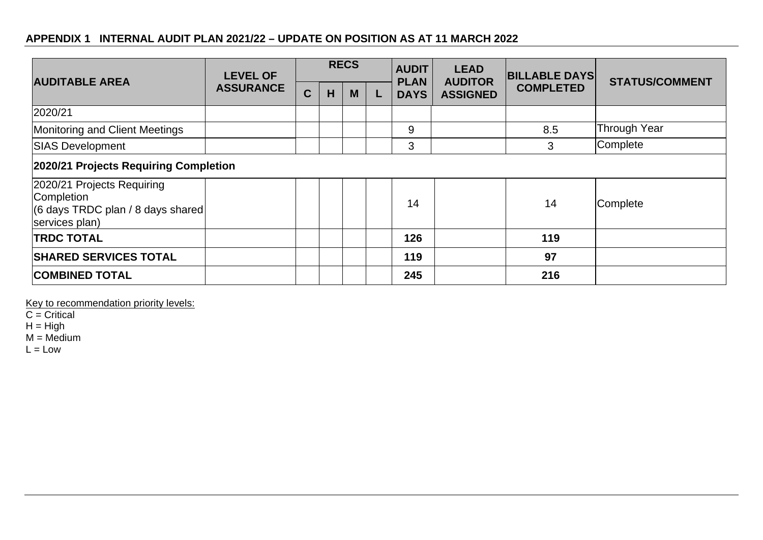**APPENDIX 1 INTERNAL AUDIT PLAN 2021/22 – UPDATE ON POSITION AS AT 11 MARCH 2022**

| AUDITABLE AREA | LEVEL OF ASSURANCE | RECS | | | | AUDIT PLAN DAYS | LEAD AUDITOR ASSIGNED | BILLABLE DAYS COMPLETED | STATUS/COMMENT |
|---|---|---|---|---|---|---|---|---|---|
| | | C | H | M | L | | | | |
| 2020/21 | | | | | | | | | |
| Monitoring and Client Meetings | | | | | | 9 | | 8.5 | Through Year |
| SIAS Development | | | | | | 3 | | 3 | Complete |
| **2020/21 Projects Requiring Completion** | | | | | | | | | |
| 2020/21 Projects Requiring Completion (6 days TRDC plan / 8 days shared services plan) | | | | | | 14 | | 14 | Complete |
| **TRDC TOTAL** | | | | | | **126** | | **119** | |
| **SHARED SERVICES TOTAL** | | | | | | **119** | | **97** | |
| **COMBINED TOTAL** | | | | | | **245** | | **216** | |

Key to recommendation priority levels:
C = Critical
H = High
M = Medium
L = Low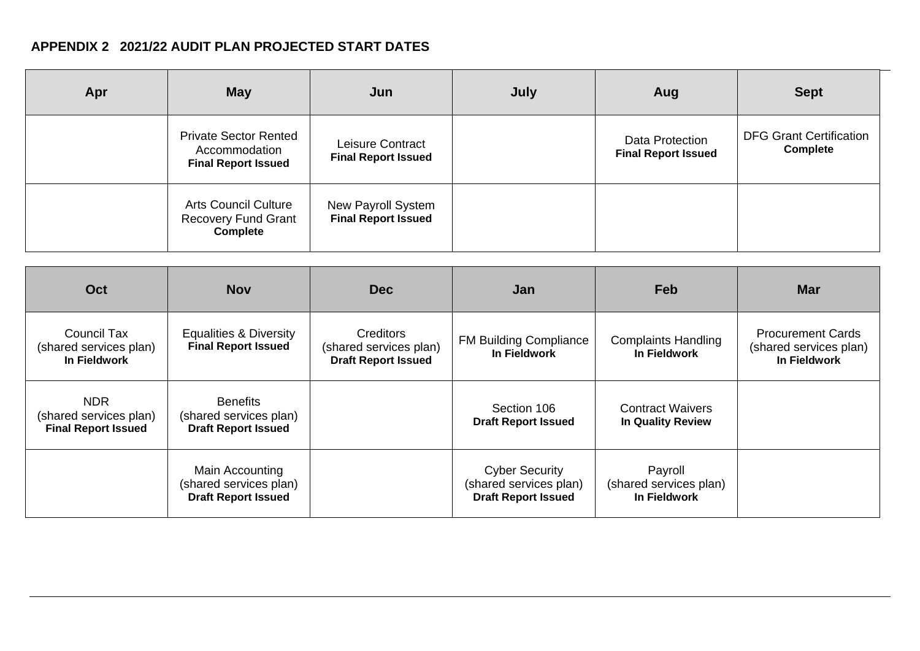## APPENDIX 2 2021/22 AUDIT PLAN PROJECTED START DATES

| Apr | May | Jun | July | Aug | Sept |
|---|---|---|---|---|---|
| | Private Sector Rented Accommodation **Final Report Issued** | Leisure Contract **Final Report Issued** | | Data Protection **Final Report Issued** | DFG Grant Certification **Complete** |
| | Arts Council Culture Recovery Fund Grant **Complete** | New Payroll System **Final Report Issued** | | | |

| Oct | Nov | Dec | Jan | Feb | Mar |
|---|---|---|---|---|---|
| Council Tax (shared services plan) **In Fieldwork** | Equalities & Diversity **Final Report Issued** | Creditors (shared services plan) **Draft Report Issued** | FM Building Compliance **In Fieldwork** | Complaints Handling **In Fieldwork** | Procurement Cards (shared services plan) **In Fieldwork** |
| NDR (shared services plan) **Final Report Issued** | Benefits (shared services plan) **Draft Report Issued** | | Section 106 **Draft Report Issued** | Contract Waivers **In Quality Review** | |
| | Main Accounting (shared services plan) **Draft Report Issued** | | Cyber Security (shared services plan) **Draft Report Issued** | Payroll (shared services plan) **In Fieldwork** | |